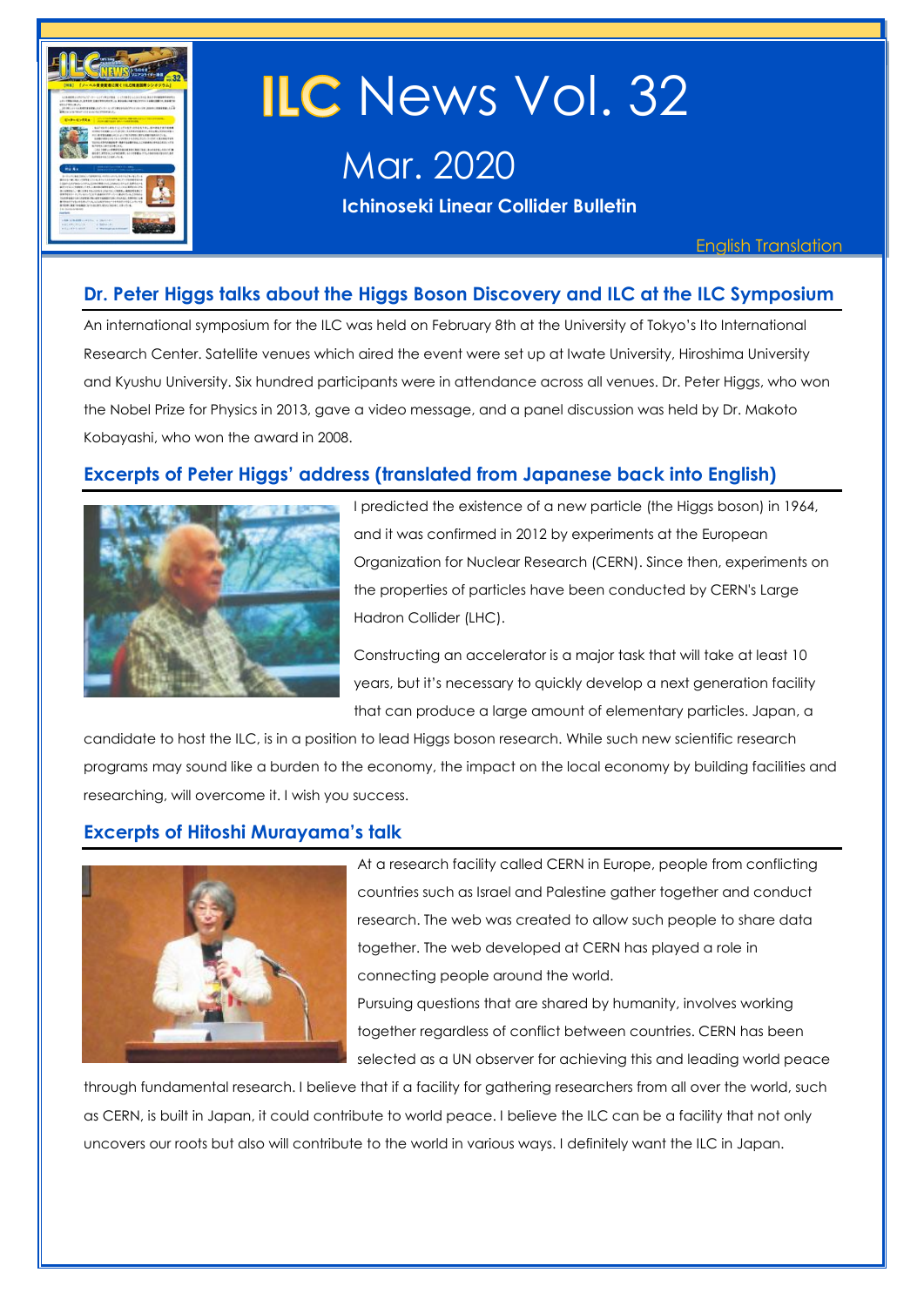# ILC News Vol. 32

## Mar. 2020

**Ichinoseki Linear Collider Bulletin**

English Translation

## Dr. Peter Higgs talks about the Higgs Boson Discovery and ILC at the ILC Symposium

An international symposium for the ILC was held on February 8th at the University of Tokyo's Ito International Research Center. Satellite venues which aired the event were set up at Iwate University, Hiroshima University and Kyushu University. Six hundred participants were in attendance across all venues. Dr. Peter Higgs, who won the Nobel Prize for Physics in 2013, gave a video message, and a panel discussion was held by Dr. Makoto Kobayashi, who won the award in 2008.

## Excerpts of Peter Higgs' address (translated from Japanese back into English)

I predicted the existence of a new particle (the Higgs boson) in 1964, and it was confirmed in 2012 by experiments at the European Organization for Nuclear Research (CERN). Since then, experiments on the properties of particles have been conducted by CERN's Large Hadron Collider (LHC).

Constructing an accelerator is a major task that will take at least 10 years, but it's necessary to quickly develop a next generation facility that can produce a large amount of elementary particles. Japan, a candidate to host the ILC, is in a position to lead Higgs boson research. While such new scientific research programs may sound like a burden to the economy, the impact on the local economy by building facilities and researching, will overcome it. I wish you success.

## Excerpts of Hitoshi Murayama's talk

At a research facility called CERN in Europe, people from conflicting countries such as Israel and Palestine gather together and conduct research. The web was created to allow such people to share data together. The web developed at CERN has played a role in connecting people around the world.

Pursuing questions that are shared by humanity, involves working together regardless of conflict between countries. CERN has been selected as a UN observer for achieving this and leading world peace through fundamental research. I believe that if a facility for gathering researchers from all over the world, such as CERN, is built in Japan, it could contribute to world peace. I believe the ILC can be a facility that not only uncovers our roots but also will contribute to the world in various ways. I definitely want the ILC in Japan.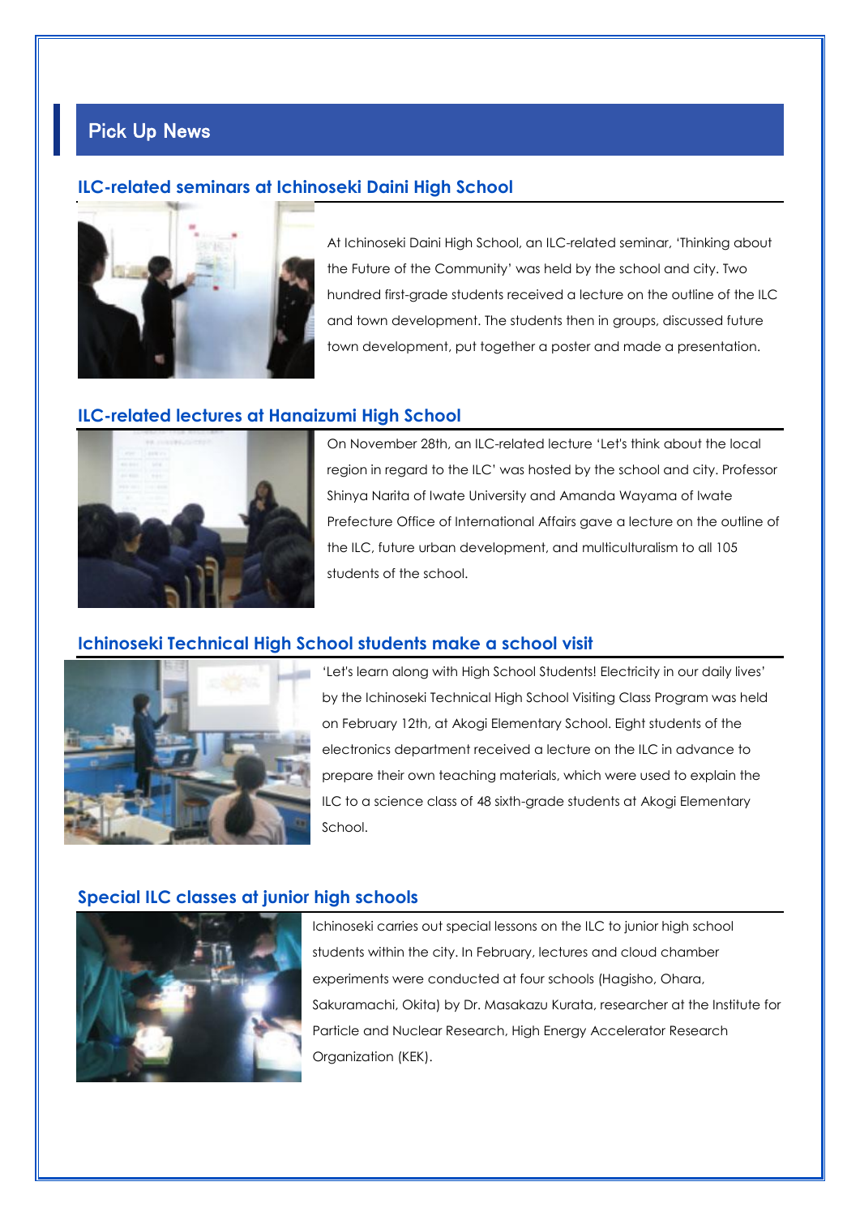## Pick Up News

### ILC-related seminars at Ichinoseki Daini High School

At Ichinoseki Daini High School, an ILC-related seminar, 'Thinking about the Future of the Community' was held by the school and city. Two hundred first-grade students received a lecture on the outline of the ILC and town development. The students then in groups, discussed future town development, put together a poster and made a presentation.

### ILC-related lectures at Hanaizumi High School

On November 28th, an ILC-related lecture 'Let's think about the local region in regard to the ILC' was hosted by the school and city. Professor Shinya Narita of Iwate University and Amanda Wayama of Iwate Prefecture Office of International Affairs gave a lecture on the outline of the ILC, future urban development, and multiculturalism to all 105 students of the school.

### Ichinoseki Technical High School students make a school visit

'Let's learn along with High School Students! Electricity in our daily lives' by the Ichinoseki Technical High School Visiting Class Program was held on February 12th, at Akogi Elementary School. Eight students of the electronics department received a lecture on the ILC in advance to prepare their own teaching materials, which were used to explain the ILC to a science class of 48 sixth-grade students at Akogi Elementary School.

### Special ILC classes at junior high schools

Ichinoseki carries out special lessons on the ILC to junior high school students within the city. In February, lectures and cloud chamber experiments were conducted at four schools (Hagisho, Ohara, Sakuramachi, Okita) by Dr. Masakazu Kurata, researcher at the Institute for Particle and Nuclear Research, High Energy Accelerator Research Organization (KEK).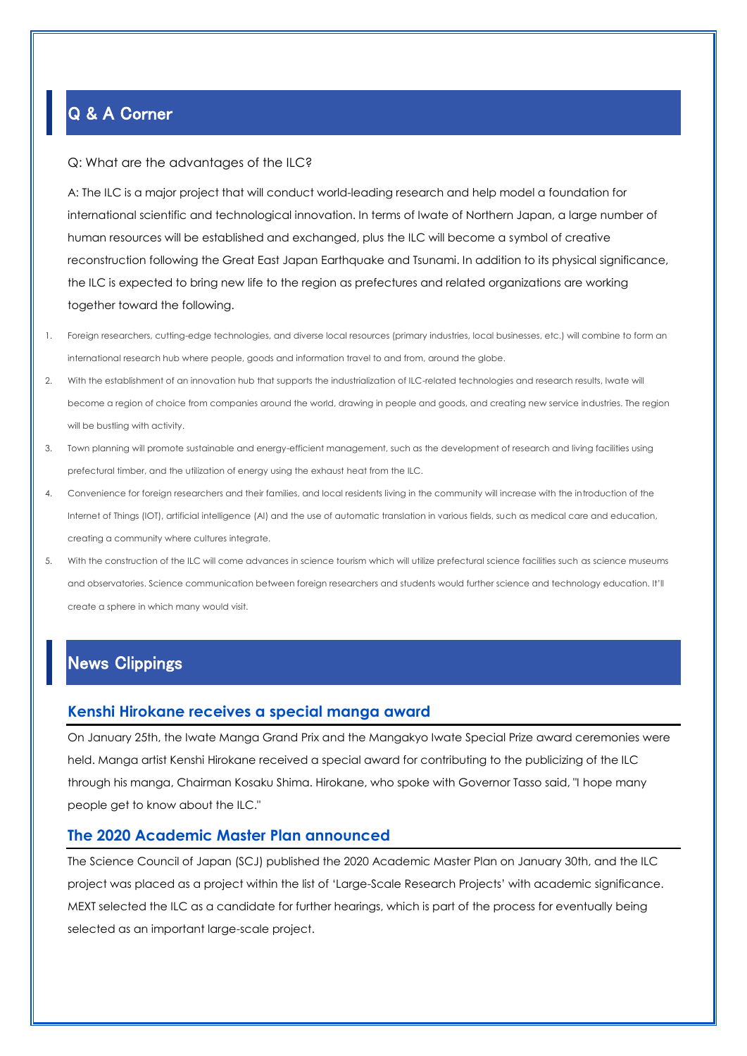## Q & A Corner

Q: What are the advantages of the ILC?

A: The ILC is a major project that will conduct world-leading research and help model a foundation for international scientific and technological innovation. In terms of Iwate of Northern Japan, a large number of human resources will be established and exchanged, plus the ILC will become a symbol of creative reconstruction following the Great East Japan Earthquake and Tsunami. In addition to its physical significance, the ILC is expected to bring new life to the region as prefectures and related organizations are working together toward the following.

1. Foreign researchers, cutting-edge technologies, and diverse local resources (primary industries, local businesses, etc.) will combine to form an international research hub where people, goods and information travel to and from, around the globe.
2. With the establishment of an innovation hub that supports the industrialization of ILC-related technologies and research results, Iwate will become a region of choice from companies around the world, drawing in people and goods, and creating new service industries. The region will be bustling with activity.
3. Town planning will promote sustainable and energy-efficient management, such as the development of research and living facilities using prefectural timber, and the utilization of energy using the exhaust heat from the ILC.
4. Convenience for foreign researchers and their families, and local residents living in the community will increase with the introduction of the Internet of Things (IOT), artificial intelligence (AI) and the use of automatic translation in various fields, such as medical care and education, creating a community where cultures integrate.
5. With the construction of the ILC will come advances in science tourism which will utilize prefectural science facilities such as science museums and observatories. Science communication between foreign researchers and students would further science and technology education. It'll create a sphere in which many would visit.

## News Clippings

### Kenshi Hirokane receives a special manga award

On January 25th, the Iwate Manga Grand Prix and the Mangakyo Iwate Special Prize award ceremonies were held. Manga artist Kenshi Hirokane received a special award for contributing to the publicizing of the ILC through his manga, Chairman Kosaku Shima. Hirokane, who spoke with Governor Tasso said, "I hope many people get to know about the ILC."

### The 2020 Academic Master Plan announced

The Science Council of Japan (SCJ) published the 2020 Academic Master Plan on January 30th, and the ILC project was placed as a project within the list of 'Large-Scale Research Projects' with academic significance. MEXT selected the ILC as a candidate for further hearings, which is part of the process for eventually being selected as an important large-scale project.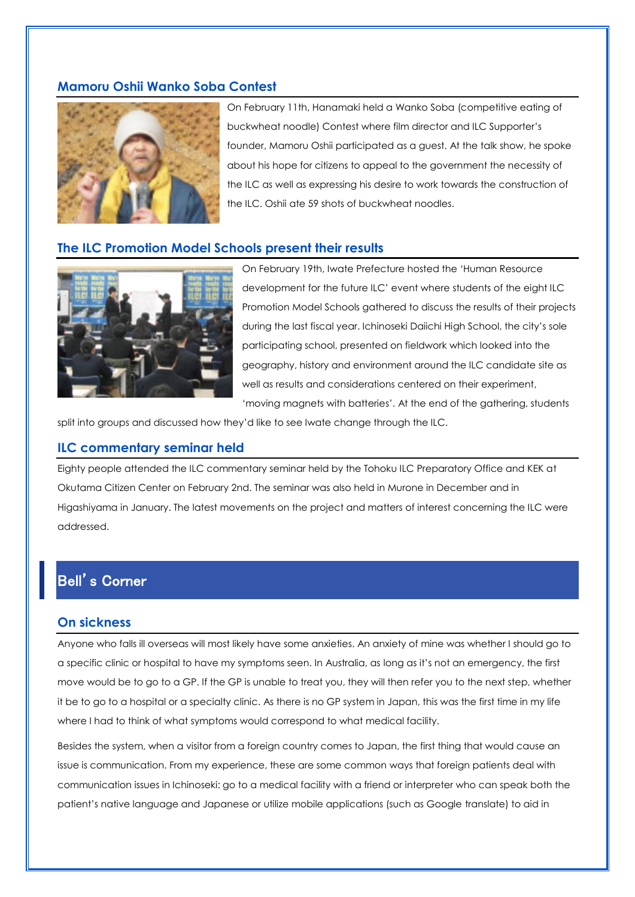### Mamoru Oshii Wanko Soba Contest

On February 11th, Hanamaki held a Wanko Soba (competitive eating of buckwheat noodle) Contest where film director and ILC Supporter's founder, Mamoru Oshii participated as a guest. At the talk show, he spoke about his hope for citizens to appeal to the government the necessity of the ILC as well as expressing his desire to work towards the construction of the ILC. Oshii ate 59 shots of buckwheat noodles.

### The ILC Promotion Model Schools present their results

On February 19th, Iwate Prefecture hosted the 'Human Resource development for the future ILC' event where students of the eight ILC Promotion Model Schools gathered to discuss the results of their projects during the last fiscal year. Ichinoseki Daiichi High School, the city's sole participating school, presented on fieldwork which looked into the geography, history and environment around the ILC candidate site as well as results and considerations centered on their experiment, 'moving magnets with batteries'. At the end of the gathering, students split into groups and discussed how they'd like to see Iwate change through the ILC.

### ILC commentary seminar held

Eighty people attended the ILC commentary seminar held by the Tohoku ILC Preparatory Office and KEK at Okutama Citizen Center on February 2nd. The seminar was also held in Murone in December and in Higashiyama in January. The latest movements on the project and matters of interest concerning the ILC were addressed.

## Bell's Corner

### On sickness

Anyone who falls ill overseas will most likely have some anxieties. An anxiety of mine was whether I should go to a specific clinic or hospital to have my symptoms seen. In Australia, as long as it's not an emergency, the first move would be to go to a GP. If the GP is unable to treat you, they will then refer you to the next step, whether it be to go to a hospital or a specialty clinic. As there is no GP system in Japan, this was the first time in my life where I had to think of what symptoms would correspond to what medical facility.

Besides the system, when a visitor from a foreign country comes to Japan, the first thing that would cause an issue is communication. From my experience, these are some common ways that foreign patients deal with communication issues in Ichinoseki: go to a medical facility with a friend or interpreter who can speak both the patient's native language and Japanese or utilize mobile applications (such as Google translate) to aid in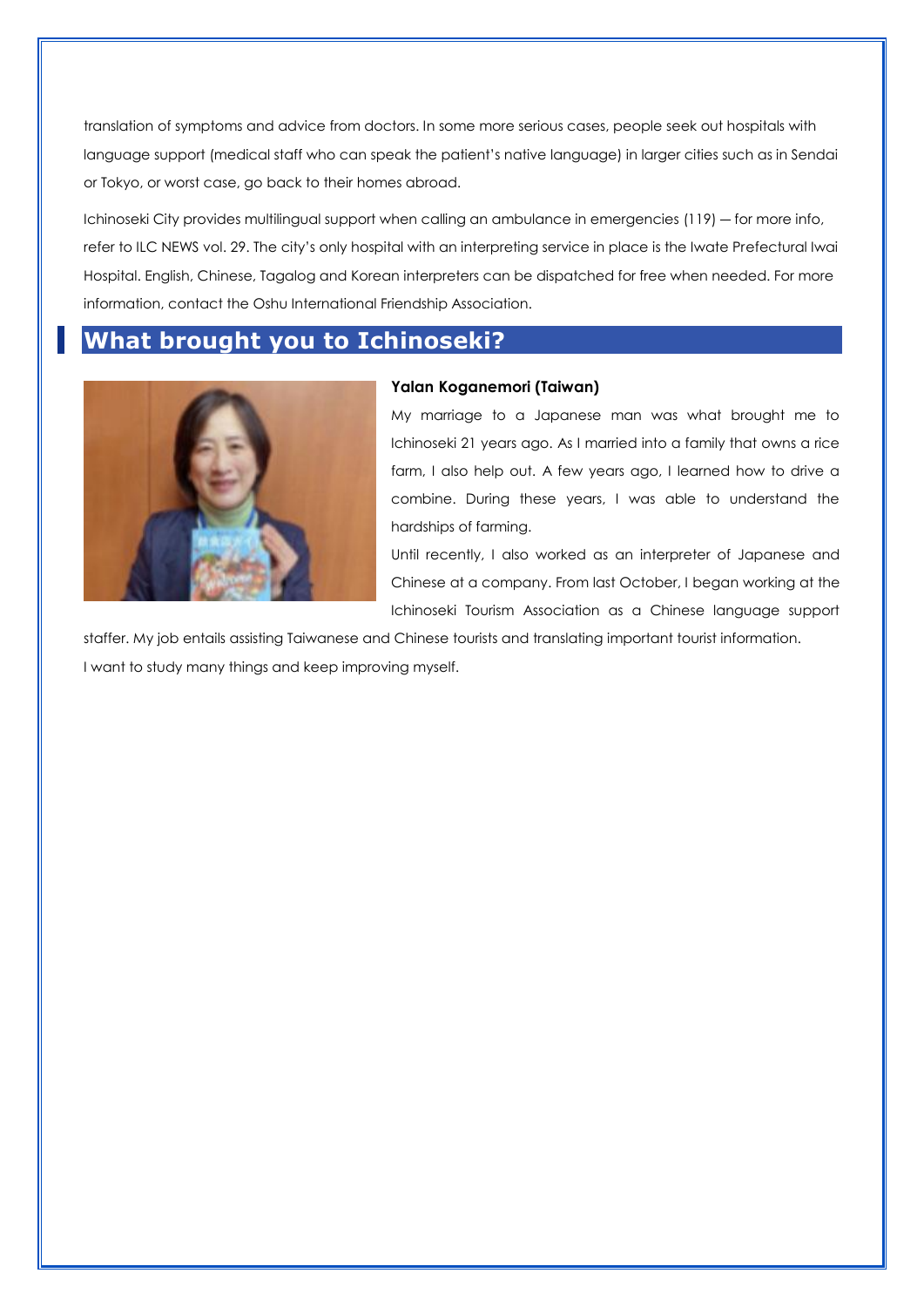translation of symptoms and advice from doctors. In some more serious cases, people seek out hospitals with language support (medical staff who can speak the patient's native language) in larger cities such as in Sendai or Tokyo, or worst case, go back to their homes abroad.

Ichinoseki City provides multilingual support when calling an ambulance in emergencies (119) — for more info, refer to ILC NEWS vol. 29. The city's only hospital with an interpreting service in place is the Iwate Prefectural Iwai Hospital. English, Chinese, Tagalog and Korean interpreters can be dispatched for free when needed. For more information, contact the Oshu International Friendship Association.

## What brought you to Ichinoseki?

**Yalan Koganemori (Taiwan)**

My marriage to a Japanese man was what brought me to Ichinoseki 21 years ago. As I married into a family that owns a rice farm, I also help out. A few years ago, I learned how to drive a combine. During these years, I was able to understand the hardships of farming.

Until recently, I also worked as an interpreter of Japanese and Chinese at a company. From last October, I began working at the Ichinoseki Tourism Association as a Chinese language support staffer. My job entails assisting Taiwanese and Chinese tourists and translating important tourist information.

I want to study many things and keep improving myself.